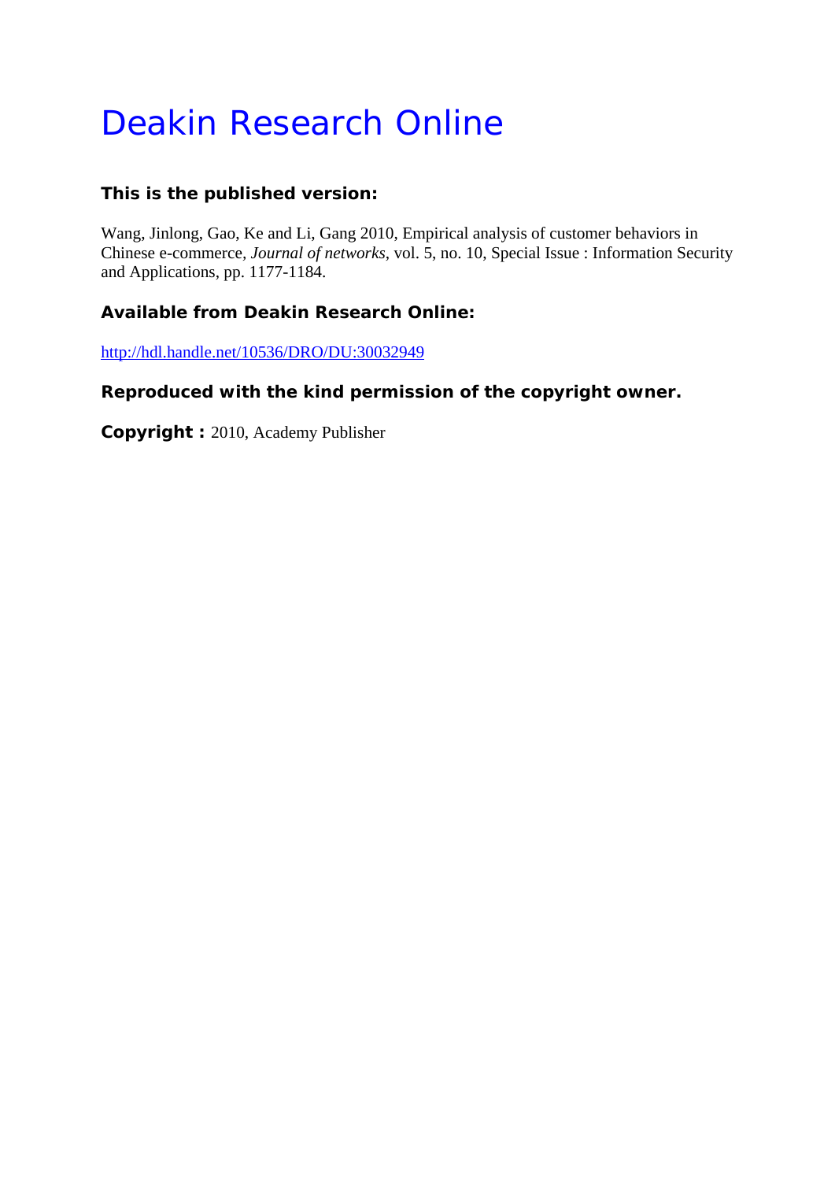# Deakin Research Online

### This is the published version:

Wang, Jinlong, Gao, Ke and Li, Gang 2010, Empirical analysis of customer behaviors in Chinese e-commerce, *Journal of networks*, vol. 5, no. 10, Special Issue : Information Security and Applications, pp. 1177-1184.

### Available from Deakin Research Online:

http://hdl.handle.net/10536/DRO/DU:30032949

### Reproduced with the kind permission of the copyright owner.

**Copyright :** 2010, Academy Publisher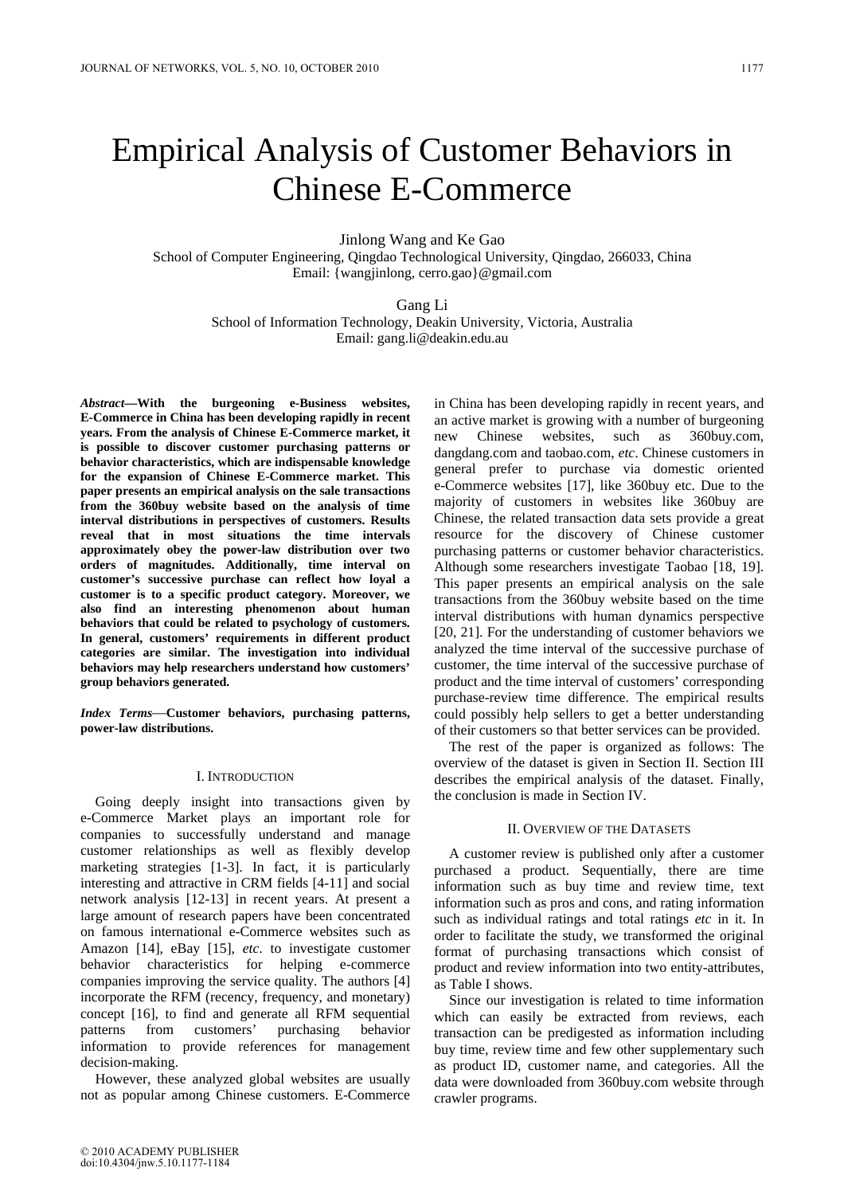# Empirical Analysis of Customer Behaviors in Chinese E-Commerce

Jinlong Wang and Ke Gao
School of Computer Engineering, Qingdao Technological University, Qingdao, 266033, China
Email: {wangjinlong, cerro.gao}@gmail.com

Gang Li
School of Information Technology, Deakin University, Victoria, Australia
Email: gang.li@deakin.edu.au

***Abstract*—With the burgeoning e-Business websites, E-Commerce in China has been developing rapidly in recent years. From the analysis of Chinese E-Commerce market, it is possible to discover customer purchasing patterns or behavior characteristics, which are indispensable knowledge for the expansion of Chinese E-Commerce market. This paper presents an empirical analysis on the sale transactions from the 360buy website based on the analysis of time interval distributions in perspectives of customers. Results reveal that in most situations the time intervals approximately obey the power-law distribution over two orders of magnitudes. Additionally, time interval on customer's successive purchase can reflect how loyal a customer is to a specific product category. Moreover, we also find an interesting phenomenon about human behaviors that could be related to psychology of customers. In general, customers' requirements in different product categories are similar. The investigation into individual behaviors may help researchers understand how customers' group behaviors generated.**

***Index Terms*—Customer behaviors, purchasing patterns, power-law distributions.**

## I. Introduction

Going deeply insight into transactions given by e-Commerce Market plays an important role for companies to successfully understand and manage customer relationships as well as flexibly develop marketing strategies [1-3]. In fact, it is particularly interesting and attractive in CRM fields [4-11] and social network analysis [12-13] in recent years. At present a large amount of research papers have been concentrated on famous international e-Commerce websites such as Amazon [14], eBay [15], *etc*. to investigate customer behavior characteristics for helping e-commerce companies improving the service quality. The authors [4] incorporate the RFM (recency, frequency, and monetary) concept [16], to find and generate all RFM sequential patterns from customers' purchasing behavior information to provide references for management decision-making.

However, these analyzed global websites are usually not as popular among Chinese customers. E-Commerce in China has been developing rapidly in recent years, and an active market is growing with a number of burgeoning new Chinese websites, such as 360buy.com, dangdang.com and taobao.com, *etc*. Chinese customers in general prefer to purchase via domestic oriented e-Commerce websites [17], like 360buy etc. Due to the majority of customers in websites like 360buy are Chinese, the related transaction data sets provide a great resource for the discovery of Chinese customer purchasing patterns or customer behavior characteristics. Although some researchers investigate Taobao [18, 19]. This paper presents an empirical analysis on the sale transactions from the 360buy website based on the time interval distributions with human dynamics perspective [20, 21]. For the understanding of customer behaviors we analyzed the time interval of the successive purchase of customer, the time interval of the successive purchase of product and the time interval of customers' corresponding purchase-review time difference. The empirical results could possibly help sellers to get a better understanding of their customers so that better services can be provided.

The rest of the paper is organized as follows: The overview of the dataset is given in Section II. Section III describes the empirical analysis of the dataset. Finally, the conclusion is made in Section IV.

## II. Overview of the Datasets

A customer review is published only after a customer purchased a product. Sequentially, there are time information such as buy time and review time, text information such as pros and cons, and rating information such as individual ratings and total ratings *etc* in it. In order to facilitate the study, we transformed the original format of purchasing transactions which consist of product and review information into two entity-attributes, as Table I shows.

Since our investigation is related to time information which can easily be extracted from reviews, each transaction can be predigested as information including buy time, review time and few other supplementary such as product ID, customer name, and categories. All the data were downloaded from 360buy.com website through crawler programs.

© 2010 ACADEMY PUBLISHER
doi:10.4304/jnw.5.10.1177-1184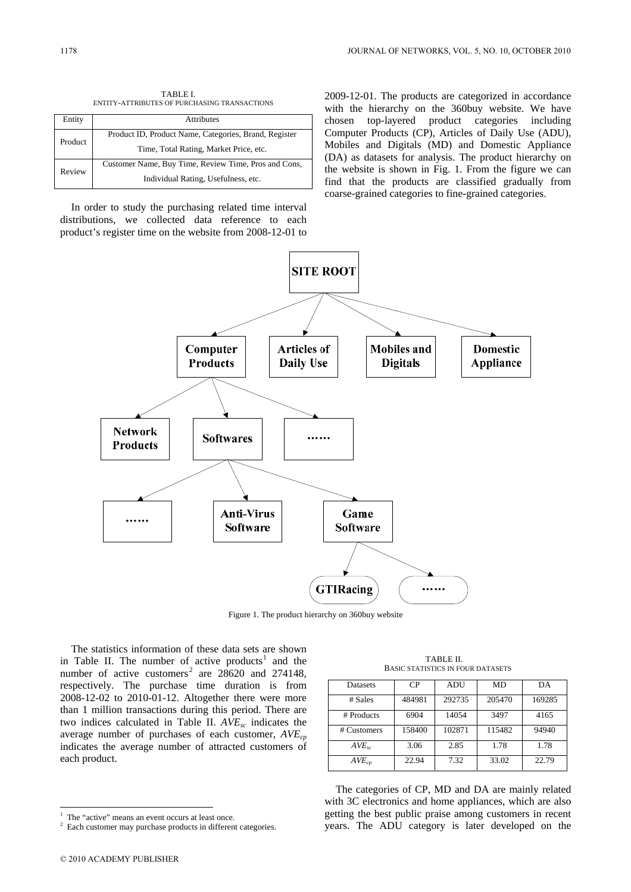TABLE I.
ENTITY-ATTRIBUTES OF PURCHASING TRANSACTIONS

| Entity | Attributes |
|---|---|
| Product | Product ID, Product Name, Categories, Brand, Register Time, Total Rating, Market Price, etc. |
| Review | Customer Name, Buy Time, Review Time, Pros and Cons, Individual Rating, Usefulness, etc. |

In order to study the purchasing related time interval distributions, we collected data reference to each product's register time on the website from 2008-12-01 to 2009-12-01. The products are categorized in accordance with the hierarchy on the 360buy website. We have chosen top-layered product categories including Computer Products (CP), Articles of Daily Use (ADU), Mobiles and Digitals (MD) and Domestic Appliance (DA) as datasets for analysis. The product hierarchy on the website is shown in Fig. 1. From the figure we can find that the products are classified gradually from coarse-grained categories to fine-grained categories.

Figure 1. The product hierarchy on 360buy website

The statistics information of these data sets are shown in Table II. The number of active products[1] and the number of active customers[2] are 28620 and 274148, respectively. The purchase time duration is from 2008-12-02 to 2010-01-12. Altogether there were more than 1 million transactions during this period. There are two indices calculated in Table II. $AVE_{sc}$ indicates the average number of purchases of each customer, $AVE_{cp}$ indicates the average number of attracted customers of each product.

TABLE II.
BASIC STATISTICS IN FOUR DATASETS

| Datasets | CP | ADU | MD | DA |
|---|---|---|---|---|
| # Sales | 484981 | 292735 | 205470 | 169285 |
| # Products | 6904 | 14054 | 3497 | 4165 |
| # Customers | 158400 | 102871 | 115482 | 94940 |
| $AVE_{sc}$ | 3.06 | 2.85 | 1.78 | 1.78 |
| $AVE_{cp}$ | 22.94 | 7.32 | 33.02 | 22.79 |

The categories of CP, MD and DA are mainly related with 3C electronics and home appliances, which are also getting the best public praise among customers in recent years. The ADU category is later developed on the

[1] The "active" means an event occurs at least once.

[2] Each customer may purchase products in different categories.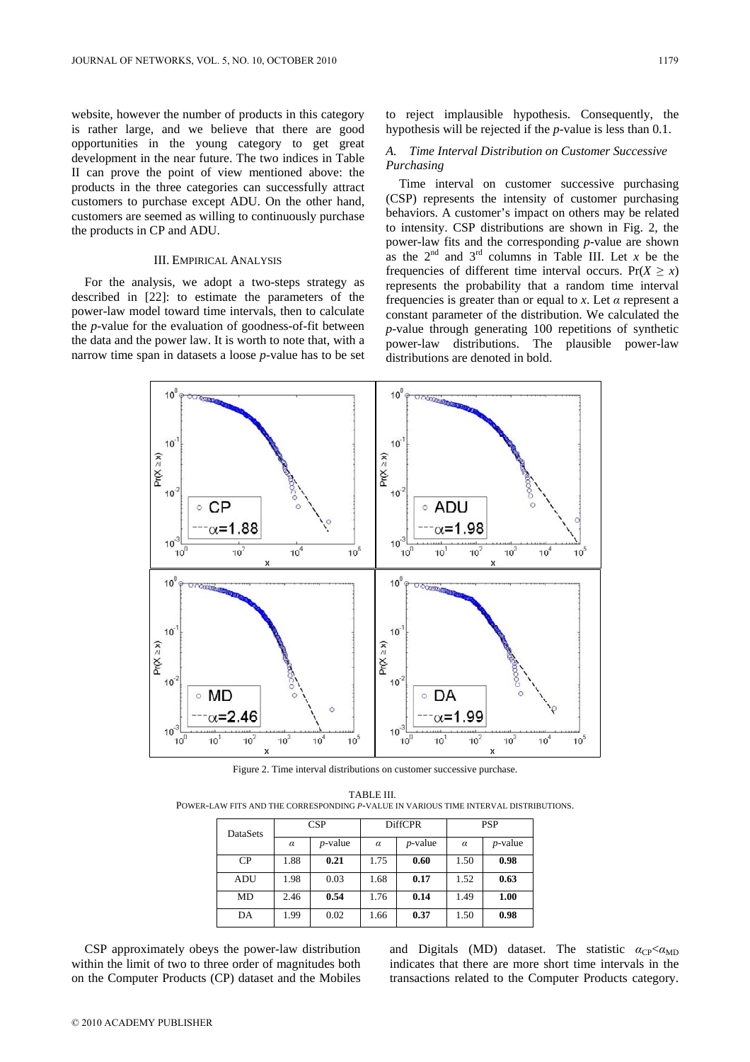website, however the number of products in this category is rather large, and we believe that there are good opportunities in the young category to get great development in the near future. The two indices in Table II can prove the point of view mentioned above: the products in the three categories can successfully attract customers to purchase except ADU. On the other hand, customers are seemed as willing to continuously purchase the products in CP and ADU.

## III. Empirical Analysis

For the analysis, we adopt a two-steps strategy as described in [22]: to estimate the parameters of the power-law model toward time intervals, then to calculate the *p*-value for the evaluation of goodness-of-fit between the data and the power law. It is worth to note that, with a narrow time span in datasets a loose *p*-value has to be set to reject implausible hypothesis. Consequently, the hypothesis will be rejected if the *p*-value is less than 0.1.

### *A. Time Interval Distribution on Customer Successive Purchasing*

Time interval on customer successive purchasing (CSP) represents the intensity of customer purchasing behaviors. A customer's impact on others may be related to intensity. CSP distributions are shown in Fig. 2, the power-law fits and the corresponding *p*-value are shown as the 2[nd] and 3[rd] columns in Table III. Let $x$ be the frequencies of different time interval occurs. $\Pr(X \geq x)$ represents the probability that a random time interval frequencies is greater than or equal to $x$. Let $\alpha$ represent a constant parameter of the distribution. We calculated the *p*-value through generating 100 repetitions of synthetic power-law distributions. The plausible power-law distributions are denoted in bold.

Figure 2. Time interval distributions on customer successive purchase.

TABLE III.
POWER-LAW FITS AND THE CORRESPONDING *P*-VALUE IN VARIOUS TIME INTERVAL DISTRIBUTIONS.

| DataSets | CSP | | DiffCPR | | PSP | |
|---|---|---|---|---|---|---|
| | $\alpha$ | *p*-value | $\alpha$ | *p*-value | $\alpha$ | *p*-value |
| CP | 1.88 | **0.21** | 1.75 | **0.60** | 1.50 | **0.98** |
| ADU | 1.98 | 0.03 | 1.68 | **0.17** | 1.52 | **0.63** |
| MD | 2.46 | **0.54** | 1.76 | **0.14** | 1.49 | **1.00** |
| DA | 1.99 | 0.02 | 1.66 | **0.37** | 1.50 | **0.98** |

CSP approximately obeys the power-law distribution within the limit of two to three order of magnitudes both on the Computer Products (CP) dataset and the Mobiles and Digitals (MD) dataset. The statistic $\alpha_{CP} < \alpha_{MD}$ indicates that there are more short time intervals in the transactions related to the Computer Products category.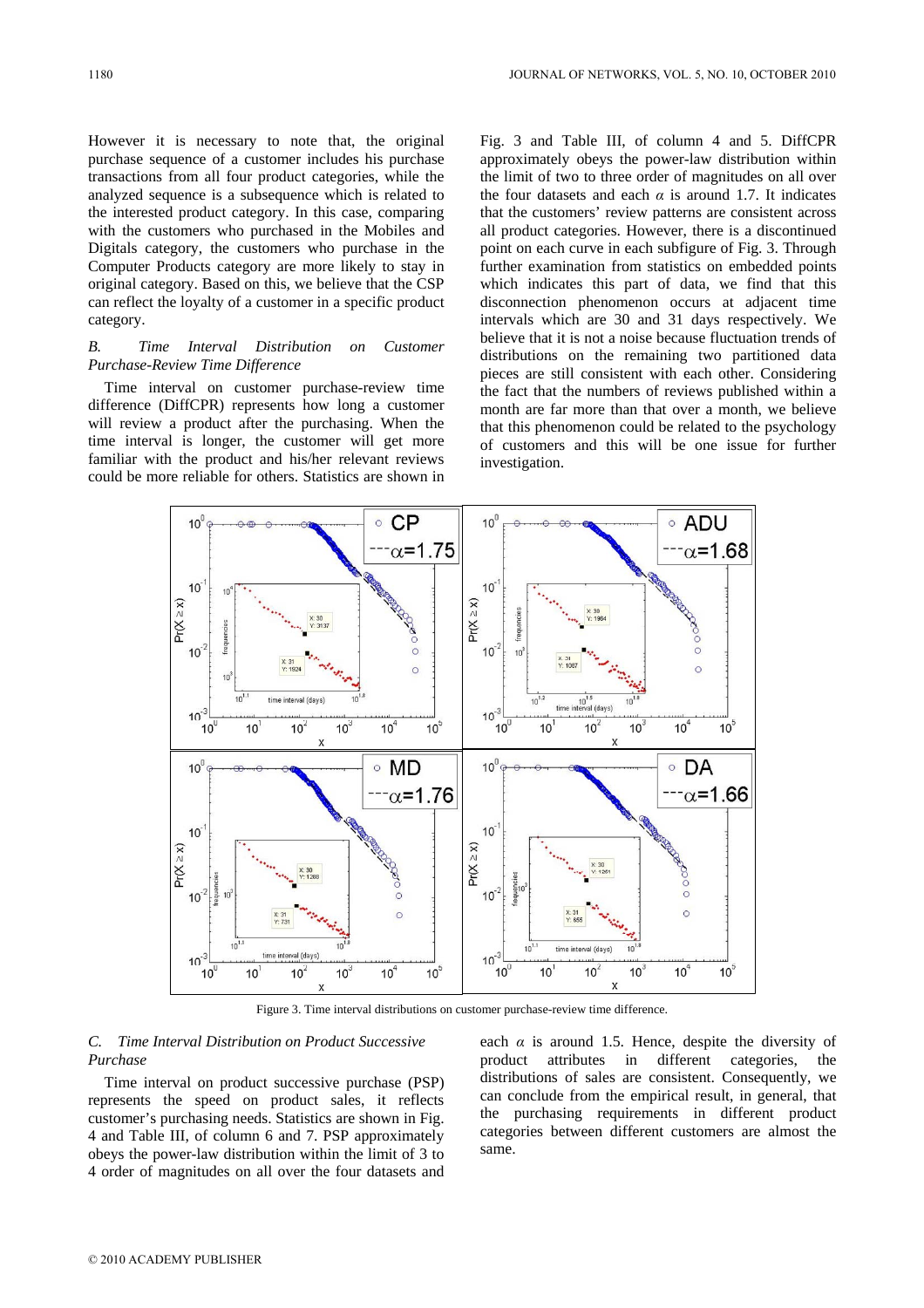However it is necessary to note that, the original purchase sequence of a customer includes his purchase transactions from all four product categories, while the analyzed sequence is a subsequence which is related to the interested product category. In this case, comparing with the customers who purchased in the Mobiles and Digitals category, the customers who purchase in the Computer Products category are more likely to stay in original category. Based on this, we believe that the CSP can reflect the loyalty of a customer in a specific product category.

### *B. Time Interval Distribution on Customer Purchase-Review Time Difference*

Time interval on customer purchase-review time difference (DiffCPR) represents how long a customer will review a product after the purchasing. When the time interval is longer, the customer will get more familiar with the product and his/her relevant reviews could be more reliable for others. Statistics are shown in Fig. 3 and Table III, of column 4 and 5. DiffCPR approximately obeys the power-law distribution within the limit of two to three order of magnitudes on all over the four datasets and each $\alpha$ is around 1.7. It indicates that the customers' review patterns are consistent across all product categories. However, there is a discontinued point on each curve in each subfigure of Fig. 3. Through further examination from statistics on embedded points which indicates this part of data, we find that this disconnection phenomenon occurs at adjacent time intervals which are 30 and 31 days respectively. We believe that it is not a noise because fluctuation trends of distributions on the remaining two partitioned data pieces are still consistent with each other. Considering the fact that the numbers of reviews published within a month are far more than that over a month, we believe that this phenomenon could be related to the psychology of customers and this will be one issue for further investigation.

Figure 3. Time interval distributions on customer purchase-review time difference.

### *C. Time Interval Distribution on Product Successive Purchase*

Time interval on product successive purchase (PSP) represents the speed on product sales, it reflects customer's purchasing needs. Statistics are shown in Fig. 4 and Table III, of column 6 and 7. PSP approximately obeys the power-law distribution within the limit of 3 to 4 order of magnitudes on all over the four datasets and each $\alpha$ is around 1.5. Hence, despite the diversity of product attributes in different categories, the distributions of sales are consistent. Consequently, we can conclude from the empirical result, in general, that the purchasing requirements in different product categories between different customers are almost the same.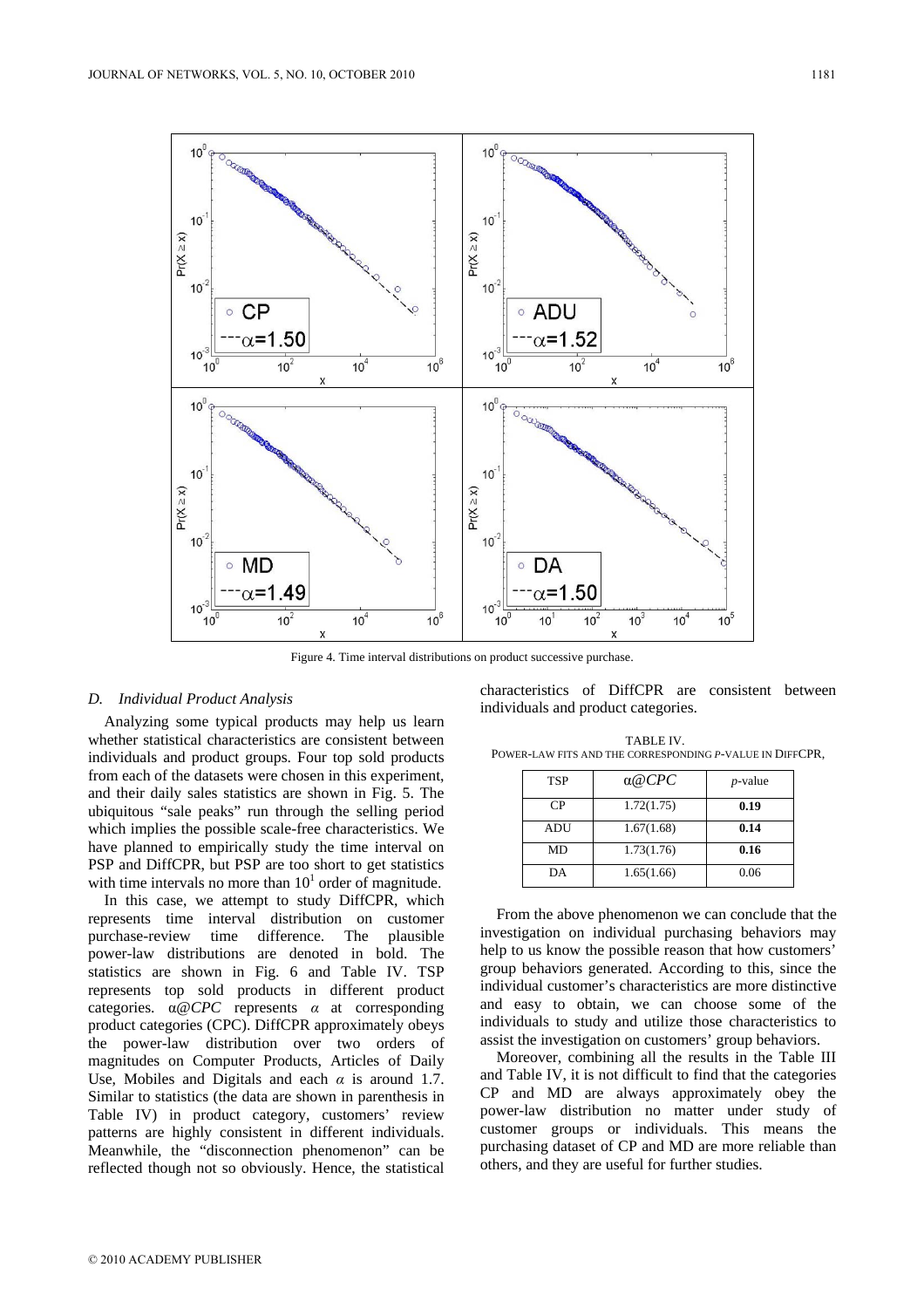Figure 4. Time interval distributions on product successive purchase.

### D. Individual Product Analysis

Analyzing some typical products may help us learn whether statistical characteristics are consistent between individuals and product groups. Four top sold products from each of the datasets were chosen in this experiment, and their daily sales statistics are shown in Fig. 5. The ubiquitous "sale peaks" run through the selling period which implies the possible scale-free characteristics. We have planned to empirically study the time interval on PSP and DiffCPR, but PSP are too short to get statistics with time intervals no more than $10^1$ order of magnitude.

In this case, we attempt to study DiffCPR, which represents time interval distribution on customer purchase-review time difference. The plausible power-law distributions are denoted in bold. The statistics are shown in Fig. 6 and Table IV. TSP represents top sold products in different product categories. $\alpha$@*CPC* represents $\alpha$ at corresponding product categories (CPC). DiffCPR approximately obeys the power-law distribution over two orders of magnitudes on Computer Products, Articles of Daily Use, Mobiles and Digitals and each $\alpha$ is around 1.7. Similar to statistics (the data are shown in parenthesis in Table IV) in product category, customers' review patterns are highly consistent in different individuals. Meanwhile, the "disconnection phenomenon" can be reflected though not so obviously. Hence, the statistical characteristics of DiffCPR are consistent between individuals and product categories.

TABLE IV.
POWER-LAW FITS AND THE CORRESPONDING *P*-VALUE IN DIFFCPR.

| TSP | $\alpha$@*CPC* | *p*-value |
|---|---|---|
| CP | 1.72(1.75) | **0.19** |
| ADU | 1.67(1.68) | **0.14** |
| MD | 1.73(1.76) | **0.16** |
| DA | 1.65(1.66) | 0.06 |

From the above phenomenon we can conclude that the investigation on individual purchasing behaviors may help to us know the possible reason that how customers' group behaviors generated. According to this, since the individual customer's characteristics are more distinctive and easy to obtain, we can choose some of the individuals to study and utilize those characteristics to assist the investigation on customers' group behaviors.

Moreover, combining all the results in the Table III and Table IV, it is not difficult to find that the categories CP and MD are always approximately obey the power-law distribution no matter under study of customer groups or individuals. This means the purchasing dataset of CP and MD are more reliable than others, and they are useful for further studies.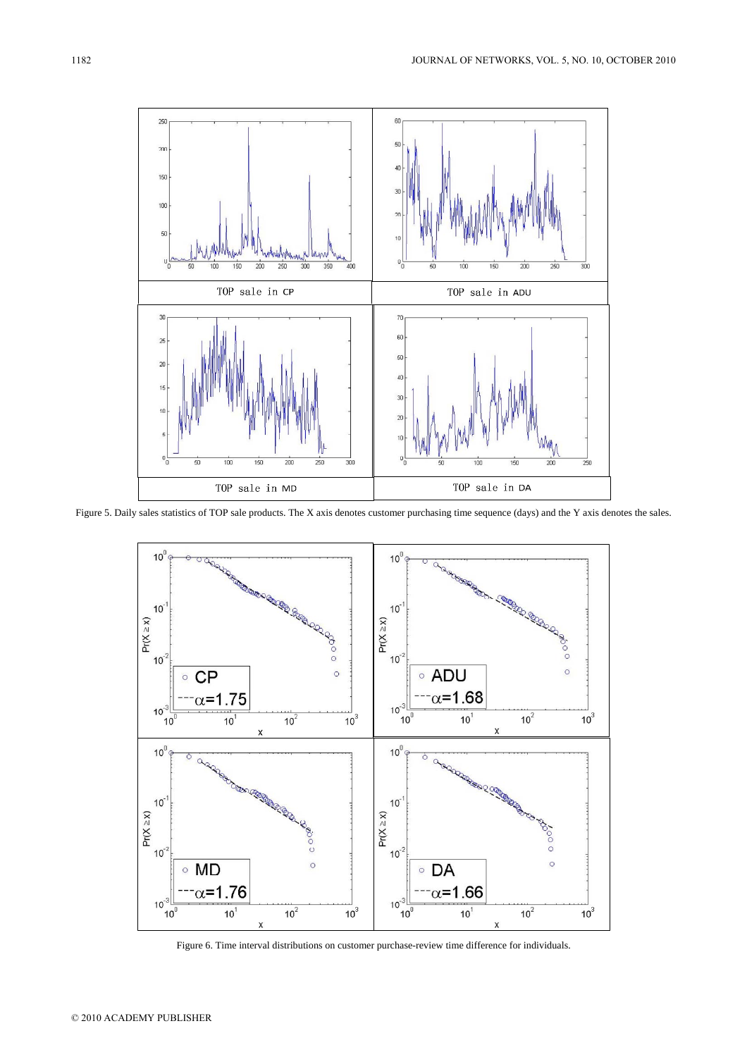Figure 5. Daily sales statistics of TOP sale products. The X axis denotes customer purchasing time sequence (days) and the Y axis denotes the sales.

Figure 6. Time interval distributions on customer purchase-review time difference for individuals.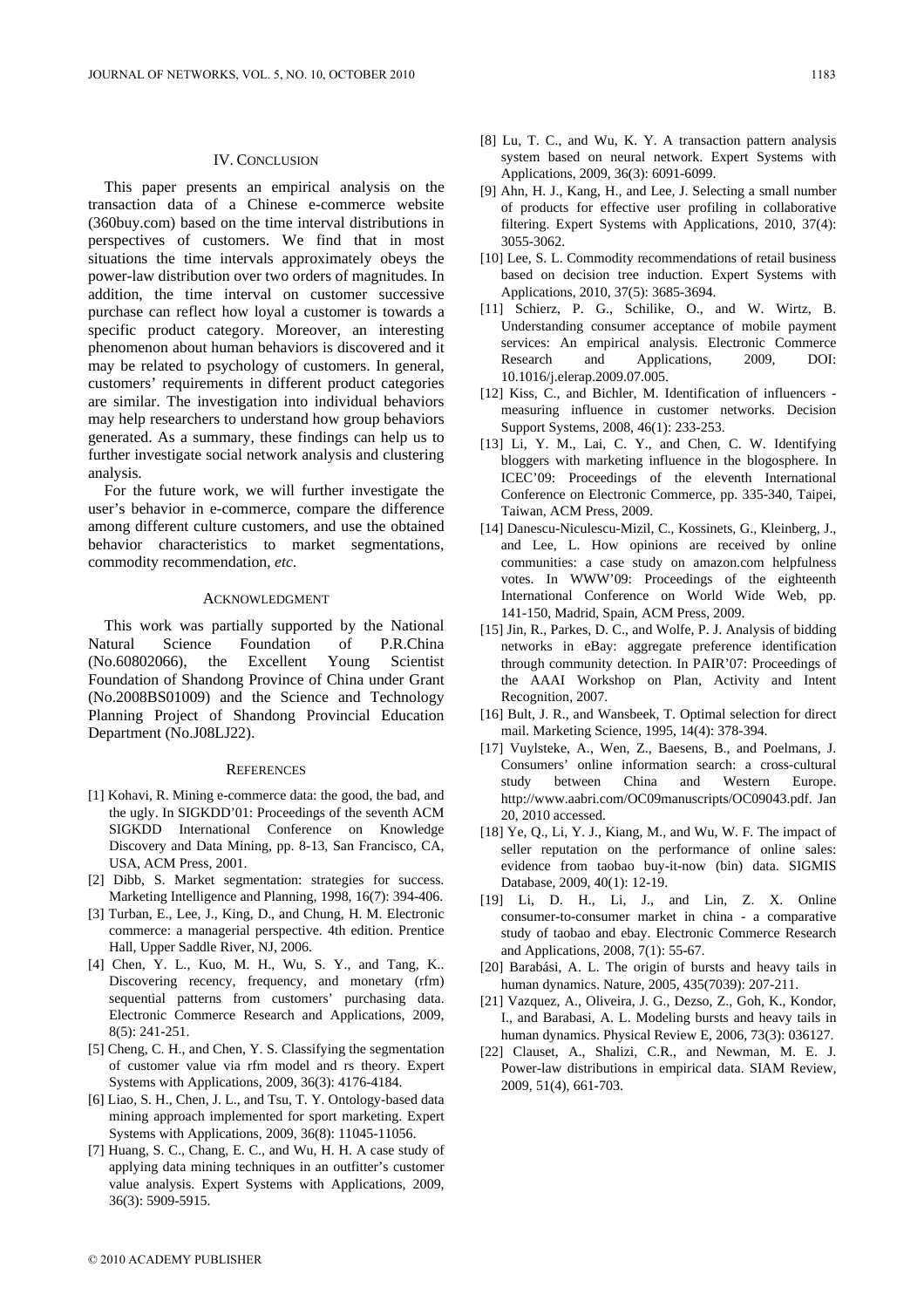## IV. CONCLUSION

This paper presents an empirical analysis on the transaction data of a Chinese e-commerce website (360buy.com) based on the time interval distributions in perspectives of customers. We find that in most situations the time intervals approximately obeys the power-law distribution over two orders of magnitudes. In addition, the time interval on customer successive purchase can reflect how loyal a customer is towards a specific product category. Moreover, an interesting phenomenon about human behaviors is discovered and it may be related to psychology of customers. In general, customers' requirements in different product categories are similar. The investigation into individual behaviors may help researchers to understand how group behaviors generated. As a summary, these findings can help us to further investigate social network analysis and clustering analysis.

For the future work, we will further investigate the user's behavior in e-commerce, compare the difference among different culture customers, and use the obtained behavior characteristics to market segmentations, commodity recommendation, *etc*.

## ACKNOWLEDGMENT

This work was partially supported by the National Natural Science Foundation of P.R.China (No.60802066), the Excellent Young Scientist Foundation of Shandong Province of China under Grant (No.2008BS01009) and the Science and Technology Planning Project of Shandong Provincial Education Department (No.J08LJ22).

## REFERENCES

[1] Kohavi, R. Mining e-commerce data: the good, the bad, and the ugly. In SIGKDD'01: Proceedings of the seventh ACM SIGKDD International Conference on Knowledge Discovery and Data Mining, pp. 8-13, San Francisco, CA, USA, ACM Press, 2001.

[2] Dibb, S. Market segmentation: strategies for success. Marketing Intelligence and Planning, 1998, 16(7): 394-406.

[3] Turban, E., Lee, J., King, D., and Chung, H. M. Electronic commerce: a managerial perspective. 4th edition. Prentice Hall, Upper Saddle River, NJ, 2006.

[4] Chen, Y. L., Kuo, M. H., Wu, S. Y., and Tang, K.. Discovering recency, frequency, and monetary (rfm) sequential patterns from customers' purchasing data. Electronic Commerce Research and Applications, 2009, 8(5): 241-251.

[5] Cheng, C. H., and Chen, Y. S. Classifying the segmentation of customer value via rfm model and rs theory. Expert Systems with Applications, 2009, 36(3): 4176-4184.

[6] Liao, S. H., Chen, J. L., and Tsu, T. Y. Ontology-based data mining approach implemented for sport marketing. Expert Systems with Applications, 2009, 36(8): 11045-11056.

[7] Huang, S. C., Chang, E. C., and Wu, H. H. A case study of applying data mining techniques in an outfitter's customer value analysis. Expert Systems with Applications, 2009, 36(3): 5909-5915.

[8] Lu, T. C., and Wu, K. Y. A transaction pattern analysis system based on neural network. Expert Systems with Applications, 2009, 36(3): 6091-6099.

[9] Ahn, H. J., Kang, H., and Lee, J. Selecting a small number of products for effective user profiling in collaborative filtering. Expert Systems with Applications, 2010, 37(4): 3055-3062.

[10] Lee, S. L. Commodity recommendations of retail business based on decision tree induction. Expert Systems with Applications, 2010, 37(5): 3685-3694.

[11] Schierz, P. G., Schilike, O., and W. Wirtz, B. Understanding consumer acceptance of mobile payment services: An empirical analysis. Electronic Commerce Research and Applications, 2009, DOI: 10.1016/j.elerap.2009.07.005.

[12] Kiss, C., and Bichler, M. Identification of influencers - measuring influence in customer networks. Decision Support Systems, 2008, 46(1): 233-253.

[13] Li, Y. M., Lai, C. Y., and Chen, C. W. Identifying bloggers with marketing influence in the blogosphere. In ICEC'09: Proceedings of the eleventh International Conference on Electronic Commerce, pp. 335-340, Taipei, Taiwan, ACM Press, 2009.

[14] Danescu-Niculescu-Mizil, C., Kossinets, G., Kleinberg, J., and Lee, L. How opinions are received by online communities: a case study on amazon.com helpfulness votes. In WWW'09: Proceedings of the eighteenth International Conference on World Wide Web, pp. 141-150, Madrid, Spain, ACM Press, 2009.

[15] Jin, R., Parkes, D. C., and Wolfe, P. J. Analysis of bidding networks in eBay: aggregate preference identification through community detection. In PAIR'07: Proceedings of the AAAI Workshop on Plan, Activity and Intent Recognition, 2007.

[16] Bult, J. R., and Wansbeek, T. Optimal selection for direct mail. Marketing Science, 1995, 14(4): 378-394.

[17] Vuylsteke, A., Wen, Z., Baesens, B., and Poelmans, J. Consumers' online information search: a cross-cultural study between China and Western Europe. http://www.aabri.com/OC09manuscripts/OC09043.pdf. Jan 20, 2010 accessed.

[18] Ye, Q., Li, Y. J., Kiang, M., and Wu, W. F. The impact of seller reputation on the performance of online sales: evidence from taobao buy-it-now (bin) data. SIGMIS Database, 2009, 40(1): 12-19.

[19] Li, D. H., Li, J., and Lin, Z. X. Online consumer-to-consumer market in china - a comparative study of taobao and ebay. Electronic Commerce Research and Applications, 2008, 7(1): 55-67.

[20] Barabási, A. L. The origin of bursts and heavy tails in human dynamics. Nature, 2005, 435(7039): 207-211.

[21] Vazquez, A., Oliveira, J. G., Dezso, Z., Goh, K., Kondor, I., and Barabasi, A. L. Modeling bursts and heavy tails in human dynamics. Physical Review E, 2006, 73(3): 036127.

[22] Clauset, A., Shalizi, C.R., and Newman, M. E. J. Power-law distributions in empirical data. SIAM Review, 2009, 51(4), 661-703.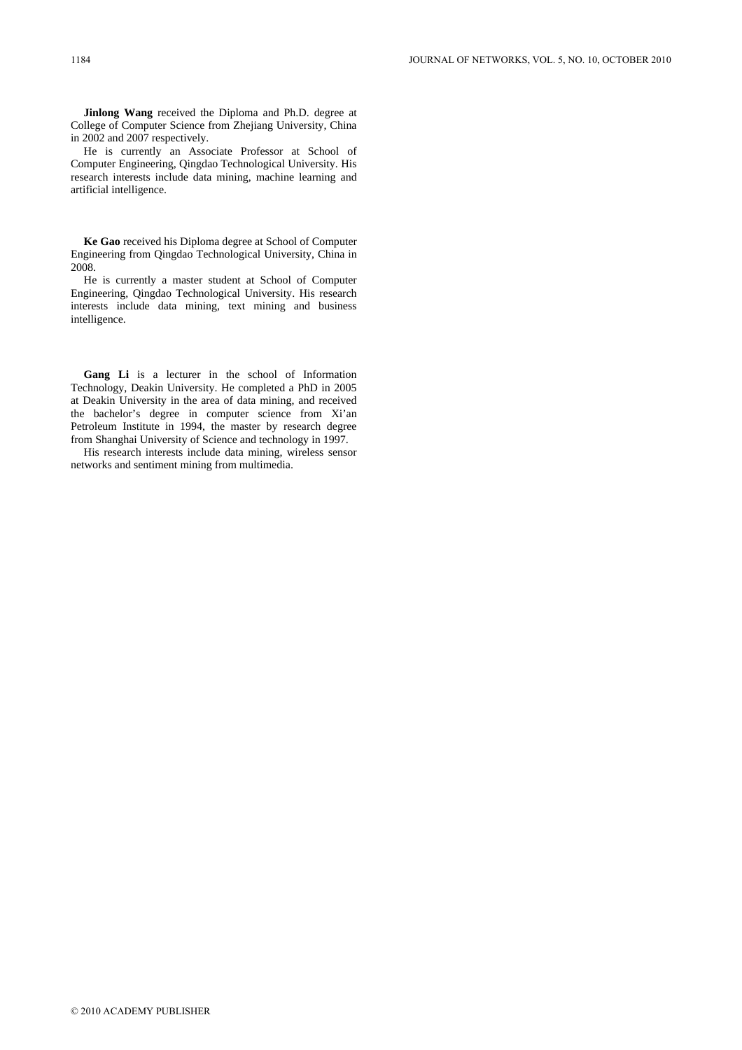**Jinlong Wang** received the Diploma and Ph.D. degree at College of Computer Science from Zhejiang University, China in 2002 and 2007 respectively.

He is currently an Associate Professor at School of Computer Engineering, Qingdao Technological University. His research interests include data mining, machine learning and artificial intelligence.

**Ke Gao** received his Diploma degree at School of Computer Engineering from Qingdao Technological University, China in 2008.

He is currently a master student at School of Computer Engineering, Qingdao Technological University. His research interests include data mining, text mining and business intelligence.

**Gang Li** is a lecturer in the school of Information Technology, Deakin University. He completed a PhD in 2005 at Deakin University in the area of data mining, and received the bachelor's degree in computer science from Xi'an Petroleum Institute in 1994, the master by research degree from Shanghai University of Science and technology in 1997.

His research interests include data mining, wireless sensor networks and sentiment mining from multimedia.